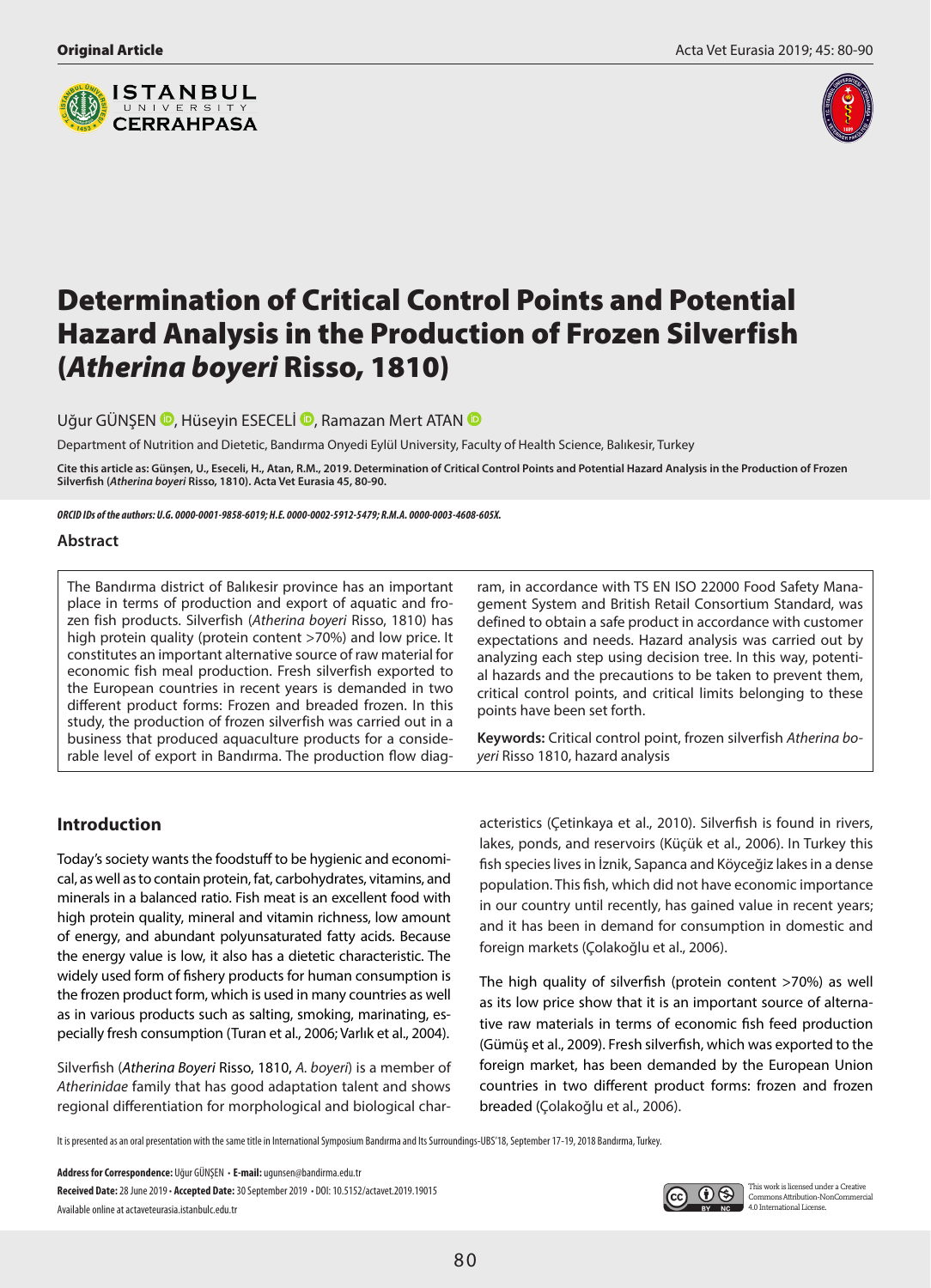Original Article

# Determination of Critical Control Points and Potential Hazard Analysis in the Production of Frozen Silverfish (*Atherina boyeri* Risso, 1810)

Uğur GÜNŞEN, Hüseyin ESECELİ, Ramazan Mert ATAN

Department of Nutrition and Dietetic, Bandırma Onyedi Eylül University, Faculty of Health Science, Balıkesir, Turkey

**Cite this article as: Günşen, U., Eseceli, H., Atan, R.M., 2019. Determination of Critical Control Points and Potential Hazard Analysis in the Production of Frozen Silverfish (*Atherina boyeri* Risso, 1810). Acta Vet Eurasia 45, 80-90.**

***ORCID IDs of the authors: U.G. 0000-0001-9858-6019; H.E. 0000-0002-5912-5479; R.M.A. 0000-0003-4608-605X.***

## Abstract

The Bandırma district of Balıkesir province has an important place in terms of production and export of aquatic and frozen fish products. Silverfish (*Atherina boyeri* Risso, 1810) has high protein quality (protein content >70%) and low price. It constitutes an important alternative source of raw material for economic fish meal production. Fresh silverfish exported to the European countries in recent years is demanded in two different product forms: Frozen and breaded frozen. In this study, the production of frozen silverfish was carried out in a business that produced aquaculture products for a considerable level of export in Bandırma. The production flow diagram, in accordance with TS EN ISO 22000 Food Safety Management System and British Retail Consortium Standard, was defined to obtain a safe product in accordance with customer expectations and needs. Hazard analysis was carried out by analyzing each step using decision tree. In this way, potential hazards and the precautions to be taken to prevent them, critical control points, and critical limits belonging to these points have been set forth.

**Keywords:** Critical control point, frozen silverfish *Atherina boyeri* Risso 1810, hazard analysis

## Introduction

Today's society wants the foodstuff to be hygienic and economical, as well as to contain protein, fat, carbohydrates, vitamins, and minerals in a balanced ratio. Fish meat is an excellent food with high protein quality, mineral and vitamin richness, low amount of energy, and abundant polyunsaturated fatty acids. Because the energy value is low, it also has a dietetic characteristic. The widely used form of fishery products for human consumption is the frozen product form, which is used in many countries as well as in various products such as salting, smoking, marinating, especially fresh consumption (Turan et al., 2006; Varlık et al., 2004).

Silverfish (*Atherina Boyeri* Risso, 1810, *A. boyeri*) is a member of *Atherinidae* family that has good adaptation talent and shows regional differentiation for morphological and biological characteristics (Çetinkaya et al., 2010). Silverfish is found in rivers, lakes, ponds, and reservoirs (Küçük et al., 2006). In Turkey this fish species lives in İznik, Sapanca and Köyceğiz lakes in a dense population. This fish, which did not have economic importance in our country until recently, has gained value in recent years; and it has been in demand for consumption in domestic and foreign markets (Çolakoğlu et al., 2006).

The high quality of silverfish (protein content >70%) as well as its low price show that it is an important source of alternative raw materials in terms of economic fish feed production (Gümüş et al., 2009). Fresh silverfish, which was exported to the foreign market, has been demanded by the European Union countries in two different product forms: frozen and frozen breaded (Çolakoğlu et al., 2006).

It is presented as an oral presentation with the same title in International Symposium Bandırma and Its Surroundings-UBS'18, September 17-19, 2018 Bandırma, Turkey.

**Address for Correspondence:** Uğur GÜNŞEN • **E-mail:** ugunsen@bandirma.edu.tr

**Received Date:** 28 June 2019 • **Accepted Date:** 30 September 2019 • DOI: 10.5152/actavet.2019.19015

Available online at actaveteurasia.istanbulc.edu.tr

This work is licensed under a Creative Commons Attribution-NonCommercial 4.0 International License.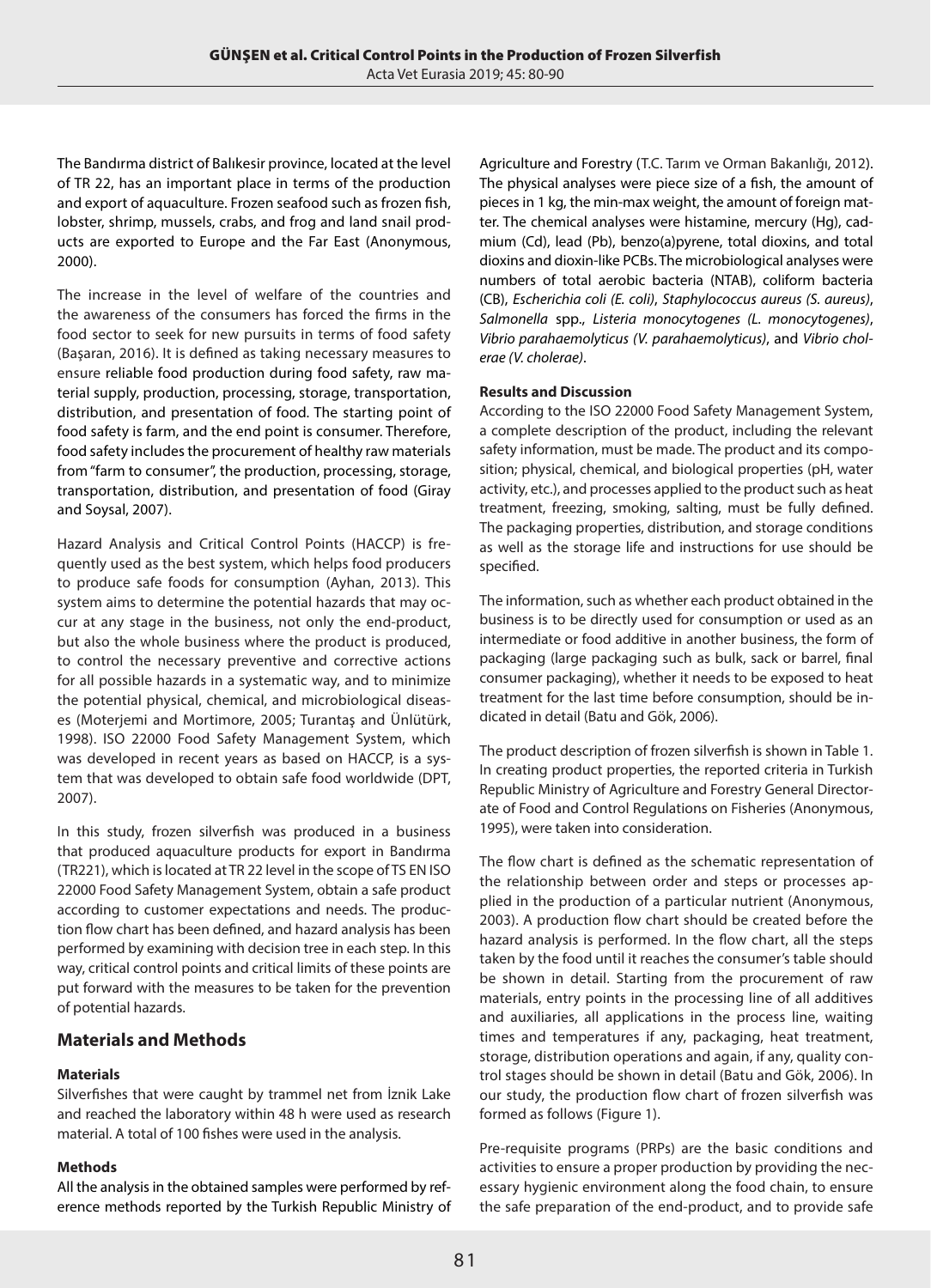The Bandırma district of Balıkesir province, located at the level of TR 22, has an important place in terms of the production and export of aquaculture. Frozen seafood such as frozen fish, lobster, shrimp, mussels, crabs, and frog and land snail products are exported to Europe and the Far East (Anonymous, 2000).

The increase in the level of welfare of the countries and the awareness of the consumers has forced the firms in the food sector to seek for new pursuits in terms of food safety (Başaran, 2016). It is defined as taking necessary measures to ensure reliable food production during food safety, raw material supply, production, processing, storage, transportation, distribution, and presentation of food. The starting point of food safety is farm, and the end point is consumer. Therefore, food safety includes the procurement of healthy raw materials from "farm to consumer", the production, processing, storage, transportation, distribution, and presentation of food (Giray and Soysal, 2007).

Hazard Analysis and Critical Control Points (HACCP) is frequently used as the best system, which helps food producers to produce safe foods for consumption (Ayhan, 2013). This system aims to determine the potential hazards that may occur at any stage in the business, not only the end-product, but also the whole business where the product is produced, to control the necessary preventive and corrective actions for all possible hazards in a systematic way, and to minimize the potential physical, chemical, and microbiological diseases (Moterjemi and Mortimore, 2005; Turantaş and Ünlütürk, 1998). ISO 22000 Food Safety Management System, which was developed in recent years as based on HACCP, is a system that was developed to obtain safe food worldwide (DPT, 2007).

In this study, frozen silverfish was produced in a business that produced aquaculture products for export in Bandırma (TR221), which is located at TR 22 level in the scope of TS EN ISO 22000 Food Safety Management System, obtain a safe product according to customer expectations and needs. The production flow chart has been defined, and hazard analysis has been performed by examining with decision tree in each step. In this way, critical control points and critical limits of these points are put forward with the measures to be taken for the prevention of potential hazards.

## Materials and Methods

### Materials

Silverfishes that were caught by trammel net from İznik Lake and reached the laboratory within 48 h were used as research material. A total of 100 fishes were used in the analysis.

### Methods

All the analysis in the obtained samples were performed by reference methods reported by the Turkish Republic Ministry of Agriculture and Forestry (T.C. Tarım ve Orman Bakanlığı, 2012). The physical analyses were piece size of a fish, the amount of pieces in 1 kg, the min-max weight, the amount of foreign matter. The chemical analyses were histamine, mercury (Hg), cadmium (Cd), lead (Pb), benzo(a)pyrene, total dioxins, and total dioxins and dioxin-like PCBs. The microbiological analyses were numbers of total aerobic bacteria (NTAB), coliform bacteria (CB), *Escherichia coli (E. coli)*, *Staphylococcus aureus (S. aureus)*, *Salmonella* spp., *Listeria monocytogenes (L. monocytogenes)*, *Vibrio parahaemolyticus (V. parahaemolyticus)*, and *Vibrio cholerae (V. cholerae)*.

### Results and Discussion

According to the ISO 22000 Food Safety Management System, a complete description of the product, including the relevant safety information, must be made. The product and its composition; physical, chemical, and biological properties (pH, water activity, etc.), and processes applied to the product such as heat treatment, freezing, smoking, salting, must be fully defined. The packaging properties, distribution, and storage conditions as well as the storage life and instructions for use should be specified.

The information, such as whether each product obtained in the business is to be directly used for consumption or used as an intermediate or food additive in another business, the form of packaging (large packaging such as bulk, sack or barrel, final consumer packaging), whether it needs to be exposed to heat treatment for the last time before consumption, should be indicated in detail (Batu and Gök, 2006).

The product description of frozen silverfish is shown in Table 1. In creating product properties, the reported criteria in Turkish Republic Ministry of Agriculture and Forestry General Directorate of Food and Control Regulations on Fisheries (Anonymous, 1995), were taken into consideration.

The flow chart is defined as the schematic representation of the relationship between order and steps or processes applied in the production of a particular nutrient (Anonymous, 2003). A production flow chart should be created before the hazard analysis is performed. In the flow chart, all the steps taken by the food until it reaches the consumer's table should be shown in detail. Starting from the procurement of raw materials, entry points in the processing line of all additives and auxiliaries, all applications in the process line, waiting times and temperatures if any, packaging, heat treatment, storage, distribution operations and again, if any, quality control stages should be shown in detail (Batu and Gök, 2006). In our study, the production flow chart of frozen silverfish was formed as follows (Figure 1).

Pre-requisite programs (PRPs) are the basic conditions and activities to ensure a proper production by providing the necessary hygienic environment along the food chain, to ensure the safe preparation of the end-product, and to provide safe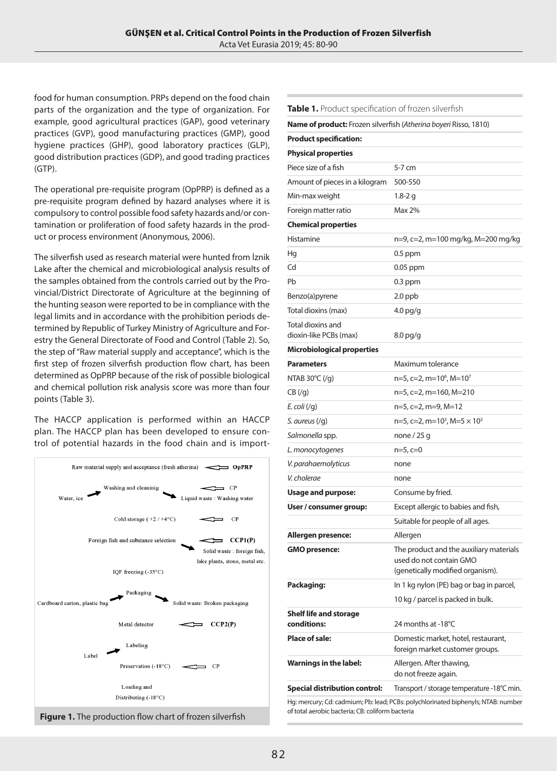food for human consumption. PRPs depend on the food chain parts of the organization and the type of organization. For example, good agricultural practices (GAP), good veterinary practices (GVP), good manufacturing practices (GMP), good hygiene practices (GHP), good laboratory practices (GLP), good distribution practices (GDP), and good trading practices (GTP).

The operational pre-requisite program (OpPRP) is defined as a pre-requisite program defined by hazard analyses where it is compulsory to control possible food safety hazards and/or contamination or proliferation of food safety hazards in the product or process environment (Anonymous, 2006).

The silverfish used as research material were hunted from İznik Lake after the chemical and microbiological analysis results of the samples obtained from the controls carried out by the Provincial/District Directorate of Agriculture at the beginning of the hunting season were reported to be in compliance with the legal limits and in accordance with the prohibition periods determined by Republic of Turkey Ministry of Agriculture and Forestry the General Directorate of Food and Control (Table 2). So, the step of "Raw material supply and acceptance", which is the first step of frozen silverfish production flow chart, has been determined as OpPRP because of the risk of possible biological and chemical pollution risk analysis score was more than four points (Table 3).

The HACCP application is performed within an HACCP plan. The HACCP plan has been developed to ensure control of potential hazards in the food chain and is import-

Raw material supply and acceptance (fresh atherina) ⟸ **OpPRP**

Water, ice → Washing and cleaninig → Liquid waste : Washing water ⟸ CP

Cold storage ( +2 / +4°C) ⟸ CP

Foreign fish and substance selection ⟸ **CCP1(P)** → Solid waste : foreign fish, lake plants, stone, metal etc.

IQF freezing (-35°C)

Cardboard carton, plastic bag → Packaging → Solid waste: Broken packaging

Metal detector ⟸ **CCP2(P)**

Label → Labeling

Preservation (-18°C) ⟸ CP

Loading and Distributing (-18°C)

**Figure 1.** The production flow chart of frozen silverfish

**Table 1.** Product specification of frozen silverfish

| **Name of product:** Frozen silverfish (*Atherina boyeri* Risso, 1810) | |
|---|---|
| **Product specification:** | |
| **Physical properties** | |
| Piece size of a fish | 5-7 cm |
| Amount of pieces in a kilogram | 500-550 |
| Min-max weight | 1.8-2 g |
| Foreign matter ratio | Max 2% |
| **Chemical properties** | |
| Histamine | n=9, c=2, m=100 mg/kg, M=200 mg/kg |
| Hg | 0.5 ppm |
| Cd | 0.05 ppm |
| Pb | 0.3 ppm |
| Benzo(a)pyrene | 2.0 ppb |
| Total dioxins (max) | 4.0 pg/g |
| Total dioxins and dioxin-like PCBs (max) | 8.0 pg/g |
| **Microbiological properties** | |
| **Parameters** | Maximum tolerance |
| NTAB 30°C (/g) | n=5, c=2, m=$10^6$, M=$10^7$ |
| CB (/g) | n=5, c=2, m=160, M=210 |
| *E. coli* (/g) | n=5, c=2, m=9, M=12 |
| *S. aureus* (/g) | n=5, c=2, m=$10^3$, M=$5 \times 10^3$ |
| *Salmonella* spp. | none / 25 g |
| *L. monocytogenes* | n=5, c=0 |
| *V. parahaemolyticus* | none |
| *V. cholerae* | none |
| **Usage and purpose:** | Consume by fried. |
| **User / consumer group:** | Except allergic to babies and fish, |
| | Suitable for people of all ages. |
| **Allergen presence:** | Allergen |
| **GMO presence:** | The product and the auxiliary materials used do not contain GMO (genetically modified organism). |
| **Packaging:** | In 1 kg nylon (PE) bag or bag in parcel, |
| | 10 kg / parcel is packed in bulk. |
| **Shelf life and storage conditions:** | 24 months at -18°C |
| **Place of sale:** | Domestic market, hotel, restaurant, foreign market customer groups. |
| **Warnings in the label:** | Allergen. After thawing, do not freeze again. |
| **Special distribution control:** | Transport / storage temperature -18°C min. |

Hg: mercury; Cd: cadmium; Pb: lead; PCBs: polychlorinated biphenyls; NTAB: number of total aerobic bacteria; CB: coliform bacteria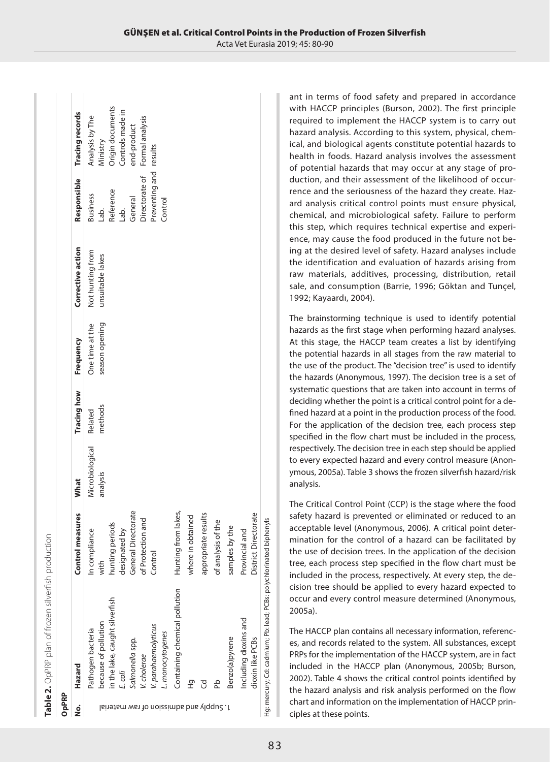**Table 2.** OpPRP plan of frozen silverfish production

| OpPRP | | | | | | | | | |
|---|---|---|---|---|---|---|---|---|---|
| No. | | Hazard | Control measures | What | Tracing how | Frequency | Corrective action | Responsible | Tracing records |
| 1. Supply and admission of raw material | | Pathogen bacteria because of pollution in the lake, caught silverfish *E. coli* *Salmonella* spp. *V. cholerae* *V. parahaemolyticus* *L. monocytogenes* | In compliance with hunting periods designated by General Directorate of Protection and Control | Microbiological analysis | Related methods | One time at the season opening | Not hunting from unsuitable lakes | Business Lab. Reference Lab. General Directorate of Preventing and Control | Analysis by The Ministry Origin documents Controls made in end-product Formal analysis results |
| | | Containing chemical pollution Hg Cd Pb Benzo(a)pyrene Including dioxins and dioxin like PCBs | Hunting from lakes, where in obtained appropriate results of analysis of the samples by the Provincial and District Directorate | | | | | | |

Hg: mercury; Cd: cadmium; Pb: lead; PCBs: polychlorinated biphenyls

ant in terms of food safety and prepared in accordance with HACCP principles (Burson, 2002). The first principle required to implement the HACCP system is to carry out hazard analysis. According to this system, physical, chemical, and biological agents constitute potential hazards to health in foods. Hazard analysis involves the assessment of potential hazards that may occur at any stage of production, and their assessment of the likelihood of occurrence and the seriousness of the hazard they create. Hazard analysis critical control points must ensure physical, chemical, and microbiological safety. Failure to perform this step, which requires technical expertise and experience, may cause the food produced in the future not being at the desired level of safety. Hazard analyses include the identification and evaluation of hazards arising from raw materials, additives, processing, distribution, retail sale, and consumption (Barrie, 1996; Göktan and Tunçel, 1992; Kayaardı, 2004).

The brainstorming technique is used to identify potential hazards as the first stage when performing hazard analyses. At this stage, the HACCP team creates a list by identifying the potential hazards in all stages from the raw material to the use of the product. The "decision tree" is used to identify the hazards (Anonymous, 1997). The decision tree is a set of systematic questions that are taken into account in terms of deciding whether the point is a critical control point for a defined hazard at a point in the production process of the food. For the application of the decision tree, each process step specified in the flow chart must be included in the process, respectively. The decision tree in each step should be applied to every expected hazard and every control measure (Anonymous, 2005a). Table 3 shows the frozen silverfish hazard/risk analysis.

The Critical Control Point (CCP) is the stage where the food safety hazard is prevented or eliminated or reduced to an acceptable level (Anonymous, 2006). A critical point determination for the control of a hazard can be facilitated by the use of decision trees. In the application of the decision tree, each process step specified in the flow chart must be included in the process, respectively. At every step, the decision tree should be applied to every hazard expected to occur and every control measure determined (Anonymous, 2005a).

The HACCP plan contains all necessary information, references, and records related to the system. All substances, except PRPs for the implementation of the HACCP system, are in fact included in the HACCP plan (Anonymous, 2005b; Burson, 2002). Table 4 shows the critical control points identified by the hazard analysis and risk analysis performed on the flow chart and information on the implementation of HACCP principles at these points.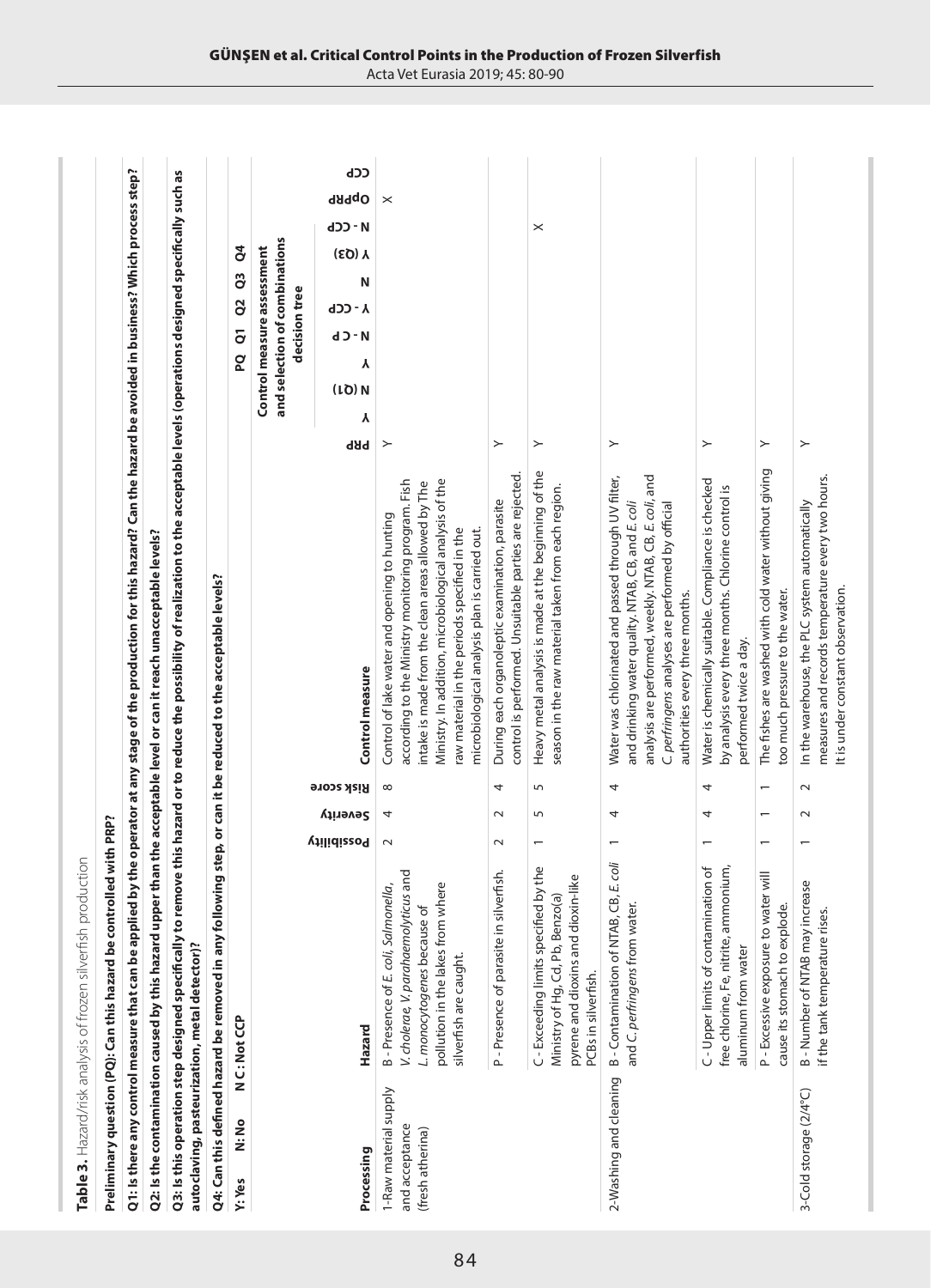**Table 3.** Hazard/risk analysis of frozen silverfish production

**Preliminary question (PQ): Can this hazard be controlled with PRP?**

**Q1: Is there any control measure that can be applied by the operator at any stage of the production for this hazard? Can the hazard be avoided in business? Which process step?**

**Q2: Is the contamination caused by this hazard upper than the acceptable level or can it reach unacceptable levels?**

**Q3: Is this operation step designed specifically to remove this hazard or to reduce the possibility of realization to the acceptable levels (operations designed specifically such as autoclaving, pasteurization, metal detector)?**

**Q4: Can this defined hazard be removed in any following step, or can it be reduced to the acceptable levels?**

**Y: Yes  N: No  N C: Not CCP**

| Processing | Hazard | Possibility | Severity | Risk score | Control measure | PRP | PQ: Y | PQ: N (Q1) | Q1: Y | Q1: N - CP | Q2: Y - CCP | Q2: N | Q3: Y (Q3) | Q4: N - CCP | OpPRP | CCP |
|---|---|---|---|---|---|---|---|---|---|---|---|---|---|---|---|---|
| | | | | | | | Control measure assessment and selection of combinations decision tree | | | | | | | | | |
| 1-Raw material supply and acceptance (fresh atherina) | B - Presence of *E. coli, Salmonella, V. cholerae, V. parahaemolyticus* and *L. monocytogenes* because of pollution in the lakes from where silverfish are caught. | 2 | 4 | 8 | Control of lake water and opening to hunting according to the Ministry monitoring program. Fish intake is made from the clean areas allowed by The Ministry. In addition, microbiological analysis of the raw material in the periods specified in the microbiological analysis plan is carried out. | Y | | | | | | | | | X | |
| | P - Presence of parasite in silverfish. | 2 | 2 | 4 | During each organoleptic examination, parasite control is performed. Unsuitable parties are rejected. | Y | | | | | | | | | | |
| | C - Exceeding limits specified by the Ministry of Hg, Cd, Pb, Benzo(a) pyrene and dioxins and dioxin-like PCBs in silverfish. | 1 | 5 | 5 | Heavy metal analysis is made at the beginning of the season in the raw material taken from each region. | Y | | | | | | | | X | | |
| 2-Washing and cleaning | B - Contamination of NTAB, CB, *E. coli* and *C. perfringens* from water. | 1 | 4 | 4 | Water was chlorinated and passed through UV filter, and drinking water quality. NTAB, CB, and *E. coli* analysis are performed, weekly. NTAB, CB, *E. coli*, and *C. perfringens* analyses are performed by official authorities every three months. | Y | | | | | | | | | | |
| | C - Upper limits of contamination of free chlorine, Fe, nitrite, ammonium, aluminum from water | 1 | 4 | 4 | Water is chemically suitable. Compliance is checked by analysis every three months. Chlorine control is performed twice a day. | Y | | | | | | | | | | |
| | P - Excessive exposure to water will cause its stomach to explode. | 1 | 1 | 1 | The fishes are washed with cold water without giving too much pressure to the water. | Y | | | | | | | | | | |
| 3-Cold storage (2/4°C) | B - Number of NTAB may increase if the tank temperature rises. | 1 | 2 | 2 | In the warehouse, the PLC system automatically measures and records temperature every two hours. It is under constant observation. | Y | | | | | | | | | | |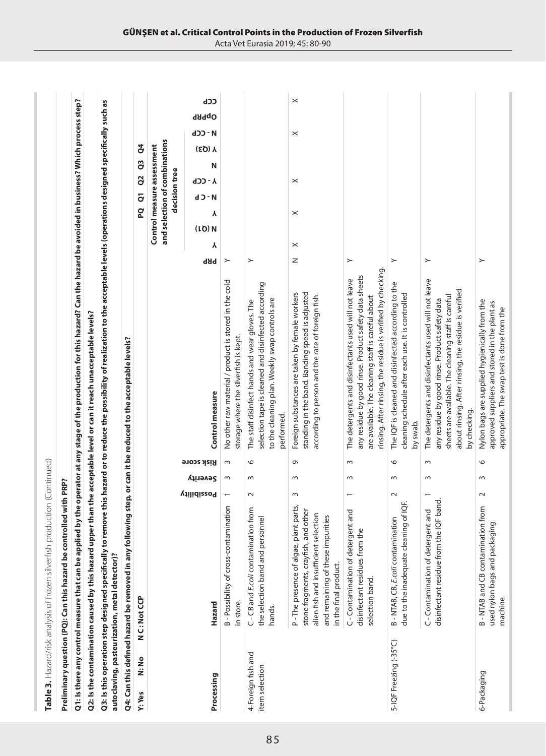**Table 3.** Hazard/risk analysis of frozen silverfish production (Continued)

**Preliminary question (PQ): Can this hazard be controlled with PRP?**

**Q1: Is there any control measure that can be applied by the operator at any stage of the production for this hazard? Can the hazard be avoided in business? Which process step?**

**Q2: Is the contamination caused by this hazard upper than the acceptable level or can it reach unacceptable levels?**

**Q3: Is this operation step designed specifically to remove this hazard or to reduce the possibility of realization to the acceptable levels (operations designed specifically such as autoclaving, pasteurization, metal detector)?**

**Q4: Can this defined hazard be removed in any following step, or can it be reduced to the acceptable levels?**

**Y: Yes  N: No  N C: Not CCP**

| Processing | Hazard | Possibility | Severity | Risk score | Control measure | PRP | Control measure assessment and selection of combinations decision tree | | | | | | | | | |
|---|---|---|---|---|---|---|---|---|---|---|---|---|---|---|---|---|
| | | | | | | | PQ | Q1 | | Q2 | | Q3 | | Q4 | | |
| | | | | | | | Y | N (Q1) | Y | N - CP | Y - CCP | N | Y (Q3) | N - CCP | OpPRP | CCP |
| | B - Possibility of cross-contamination in store. | 1 | 3 | 3 | No other raw material / product is stored in the cold storage where the silverfish is kept. | Y | | | | | | | | | | |
| 4-Foreign fish and item selection | C - CB and *E.coli* contamination from the selection band and personnel hands. | 2 | 3 | 6 | The staff disinfect hands and wear gloves. The selection tape is cleaned and disinfected according to the cleaning plan. Weekly swap controls are performed. | Y | | | | | | | | | | |
| | P - The presence of algae, plant parts, stone fragments, crayfish, and other alien fish and insufficient selection and remaining of these impurities in the final product. | 3 | 3 | 9 | Foreign substances are taken by female workers standing in the band. Banding speed is adjusted according to person and the rate of foreign fish. | N | × | | × | | × | | | × | | × |
| | C - Contamination of detergent and disinfectant residues from the selection band. | 1 | 3 | 3 | The detergents and disinfectants used will not leave any residue by good rinse. Product safety data sheets are available. The cleaning staff is careful about rinsing. After rinsing, the residue is verified by checking. | Y | | | | | | | | | | |
| 5-IQF Freezing (-35°C) | B - NTAB, CB, *E.coli* contamination due to the inadequate cleaning of IQF. | 2 | 3 | 6 | The IQF is cleaned and disinfected according to the cleaning schedule after each use. It is controlled by swab. | Y | | | | | | | | | | |
| | C - Contamination of detergent and disinfectant residue from the IQF band. | 1 | 3 | 3 | The detergents and disinfectants used will not leave any residue by good rinse. Product safety data sheets are available. The cleaning staff is careful about rinsing. After rinsing, the residue is verified by checking. | Y | | | | | | | | | | |
| 6-Packaging | B - NTAB and CB contamination from used nylon bags and packaging machine. | 2 | 3 | 6 | Nylon bags are supplied hygienically from the approved suppliers and stored in the plant as appropriate. The swap test is done from the | Y | | | | | | | | | | |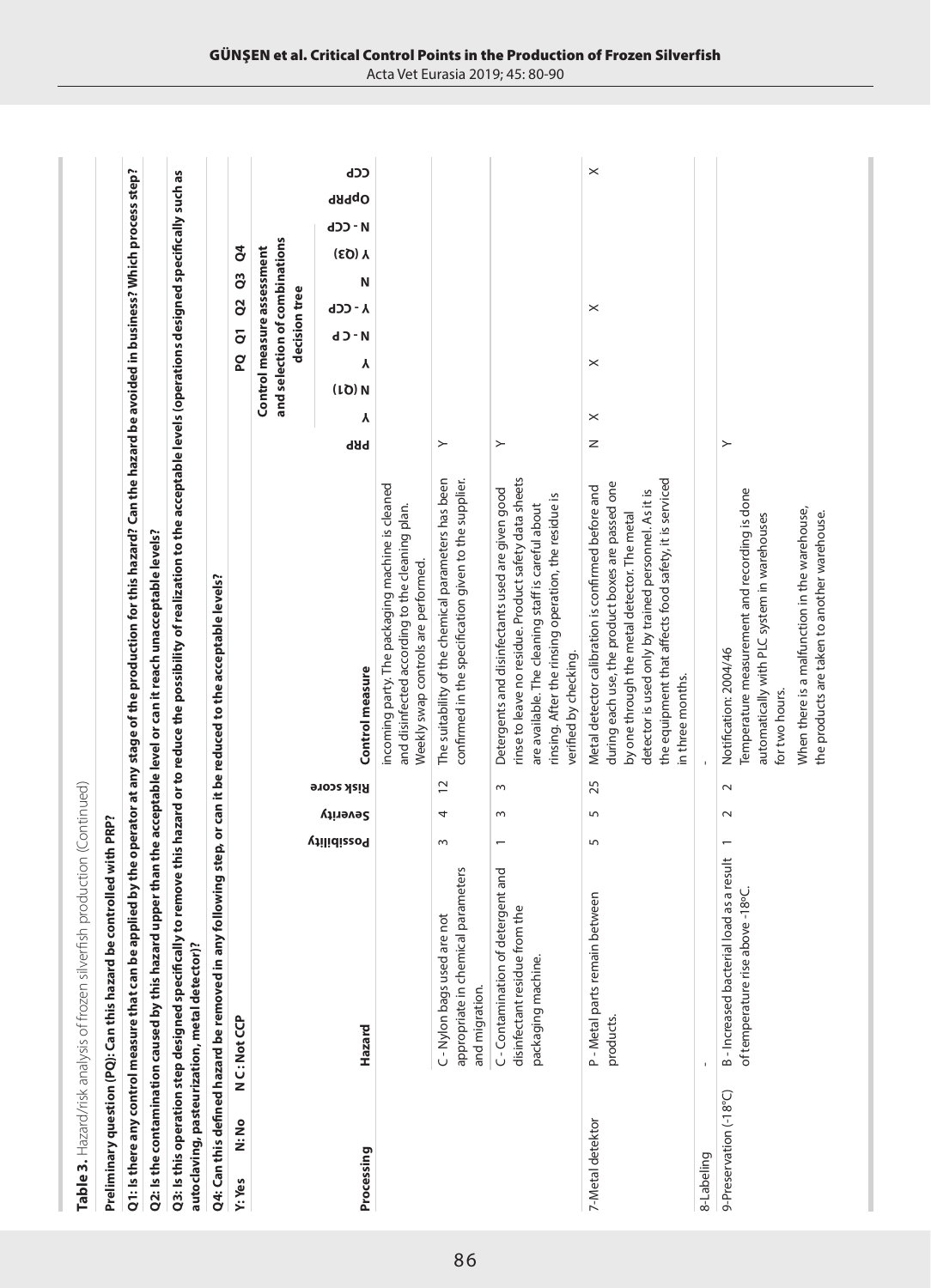**Table 3.** Hazard/risk analysis of frozen silverfish production (Continued)

**Preliminary question (PQ): Can this hazard be controlled with PRP?**

**Q1: Is there any control measure that can be applied by the operator at any stage of the production for this hazard? Can the hazard be avoided in business? Which process step?**

**Q2: Is the contamination caused by this hazard upper than the acceptable level or can it reach unacceptable levels?**

**Q3: Is this operation step designed specifically to remove this hazard or to reduce the possibility of realization to the acceptable levels (operations designed specifically such as autoclaving, pasteurization, metal detector)?**

**Q4: Can this defined hazard be removed in any following step, or can it be reduced to the acceptable levels?**

**Y: Yes N: No N C: Not CCP**

| Processing | Hazard | Possibility | Severity | Risk score | Control measure | PRP | PQ Y | PQ N (Q1) | Q1 Y | Q1 N - CP | Q2 Y - CCP | Q2 N | Q3 Y (Q3) | Q3 N - CCP | Q4 OpPRP | CCP |
|---|---|---|---|---|---|---|---|---|---|---|---|---|---|---|---|---|
| | | | | | incoming party. The packaging machine is cleaned and disinfected according to the cleaning plan. Weekly swap controls are performed. | | | | | | | | | | | |
| | C - Nylon bags used are not appropriate in chemical parameters and migration. | 3 | 4 | 12 | The suitability of the chemical parameters has been confirmed in the specification given to the supplier. | Y | | | | | | | | | | |
| | C - Contamination of detergent and disinfectant residue from the packaging machine. | 1 | 3 | 3 | Detergents and disinfectants used are given good rinse to leave no residue. Product safety data sheets are available. The cleaning staff is careful about rinsing. After the rinsing operation, the residue is verified by checking. | Y | | | | | | | | | | |
| 7-Metal detektor | P - Metal parts remain between products. | 5 | 5 | 25 | Metal detector calibration is confirmed before and during each use, the product boxes are passed one by one through the metal detector. The metal detector is used only by trained personnel. As it is the equipment that affects food safety, it is serviced in three months. | N | X | | X | | X | | | | | X |
| 8-Labeling | - | | | | - | | | | | | | | | | | |
| 9-Preservation (-18°C) | B - Increased bacterial load as a result of temperature rise above -18°C. | 1 | 2 | 2 | Notification: 2004/46<br>Temperature measurement and recording is done automatically with PLC system in warehouses for two hours.<br>When there is a malfunction in the warehouse, the products are taken to another warehouse. | Y | | | | | | | | | | |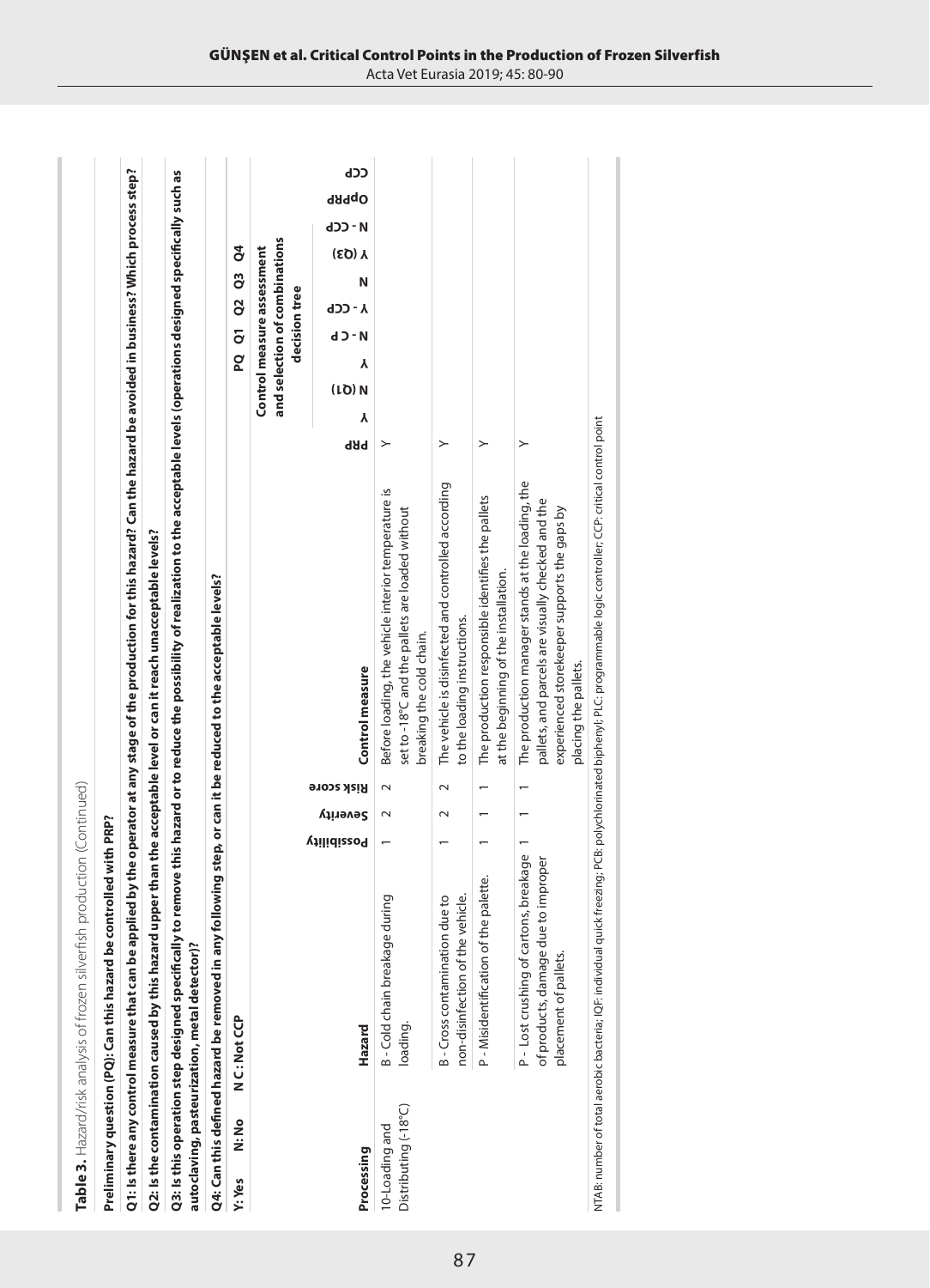**Table 3.** Hazard/risk analysis of frozen silverfish production (Continued)

**Preliminary question (PQ): Can this hazard be controlled with PRP?**

**Q1: Is there any control measure that can be applied by the operator at any stage of the production for this hazard? Can the hazard be avoided in business? Which process step?**

**Q2: Is the contamination caused by this hazard upper than the acceptable level or can it reach unacceptable levels?**

**Q3: Is this operation step designed specifically to remove this hazard or to reduce the possibility of realization to the acceptable levels (operations designed specifically such as autoclaving, pasteurization, metal detector)?**

**Q4: Can this defined hazard be removed in any following step, or can it be reduced to the acceptable levels?**

**Y: Yes N: No N C: Not CCP**

| Processing | Hazard | Possibility | Severity | Risk score | Control measure | PRP | Control measure assessment and selection of combinations decision tree: PQ | Q1 | Q2 | Q3 | Q4 | OpPRP | CCP |
|---|---|---|---|---|---|---|---|---|---|---|---|---|---|
| | | | | | | | Y / N (Q1) | Y / N - C P | Y - CCP | N | Y (Q3) / N - CCP | | |
| 10-Loading and Distributing (-18°C) | B - Cold chain breakage during loading. | 1 | 2 | 2 | Before loading, the vehicle interior temperature is set to -18°C and the pallets are loaded without breaking the cold chain. | Y | | | | | | | |
| | B - Cross contamination due to non-disinfection of the vehicle. | 1 | 2 | 2 | The vehicle is disinfected and controlled according to the loading instructions. | Y | | | | | | | |
| | P - Misidentification of the palette. | 1 | 1 | 1 | The production responsible identifies the pallets at the beginning of the installation. | Y | | | | | | | |
| | P - Lost crushing of cartons, breakage of products, damage due to improper placement of pallets. | 1 | 1 | 1 | The production manager stands at the loading, the pallets and parcels are visually checked and the experienced storekeeper supports the gaps by placing the pallets. | Y | | | | | | | |

NTAB: number of total aerobic bacteria; IQF: individual quick freezing; PCB: polychlorinated biphenyl; PLC: programmable logic controller; CCP: critical control point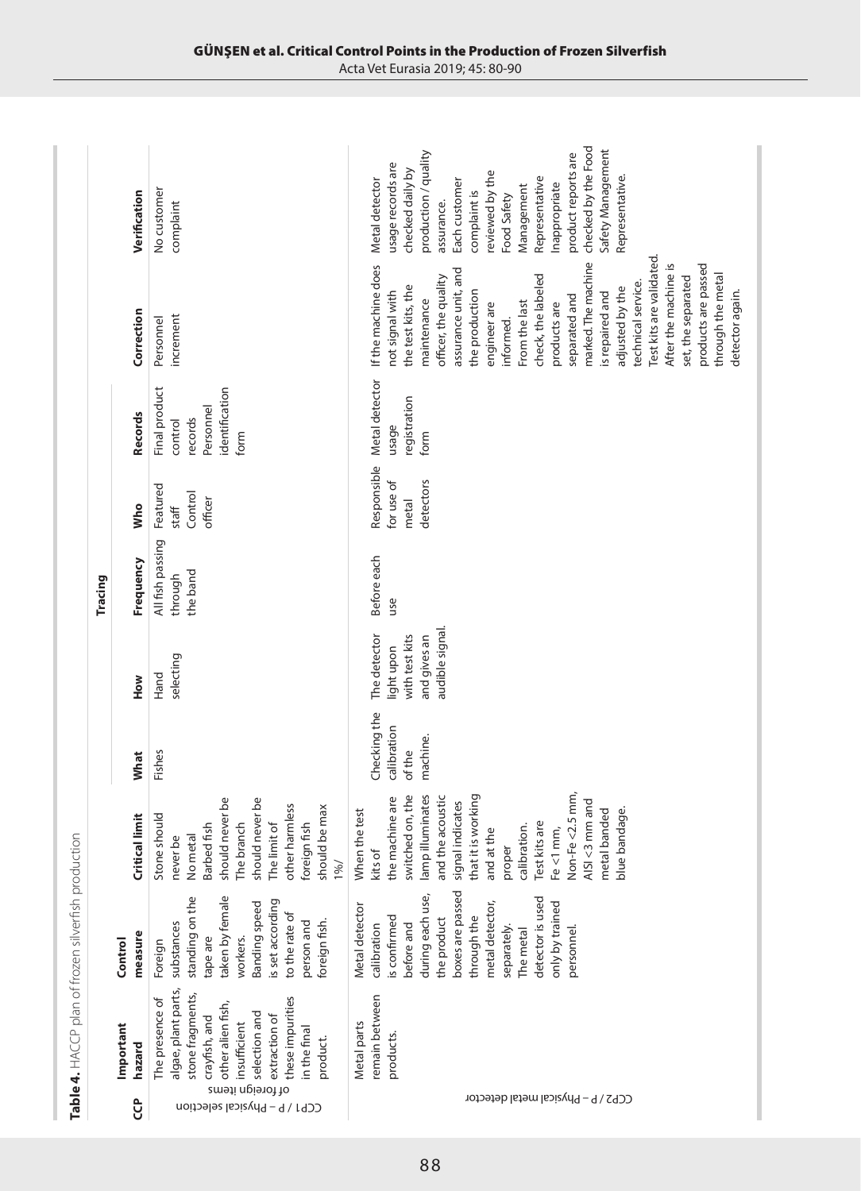**Table 4.** HACCP plan of frozen silverfish production

| CCP | Important hazard | Control measure | Critical limit | Tracing | | | | Records | Correction | Verification |
|---|---|---|---|---|---|---|---|---|---|---|
| | | | | What | How | Frequency | Who | | | |
| CCP1 / P – Physical selection of foreign items | The presence of algae, plant parts, stone fragments, crayfish, and other alien fish, insufficient selection and extraction of these impurities in the final product. | Foreign substances standing on the tape are taken by female workers. Banding speed is set according to the rate of person and foreign fish. | Stone should never be No metal Barbed fish should never be The branch should never be The limit of other harmless foreign fish should be max 1%/ | Fishes | Hand selecting | All fish passing through the band | Featured staff Control officer | Final product control records Personnel identification form | Personnel increment | No customer complaint |
| CCP2 / P – Physical metal detector | Metal parts remain between products. | Metal detector calibration is confirmed before and during each use, the product boxes are passed through the metal detector, separately. The metal detector is used only by trained personnel. | When the test kits of the machine are switched on, the lamp illuminates and the acoustic signal indicates that it is working and at the proper calibration. Test kits are Fe <1 mm, Non-Fe <2.5 mm, AISI <3 mm and metal banded blue bandage. | Checking the calibration of the machine. | The detector light upon with test kits and gives an audible signal. | Before each use | Responsible for use of metal detectors | Metal detector usage registration form | If the machine does not signal with the test kits, the maintenance officer, the quality assurance unit, and the production engineer are informed. From the last check, the labeled products are separated and marked. The machine is repaired and adjusted by the technical service. Test kits are validated. After the machine is set, the separated products are passed through the metal detector again. | Metal detector usage records are checked daily by production / quality assurance. Each customer complaint is reviewed by the Food Safety Management Representative Inappropriate product reports are checked by the Food Safety Management Representative. |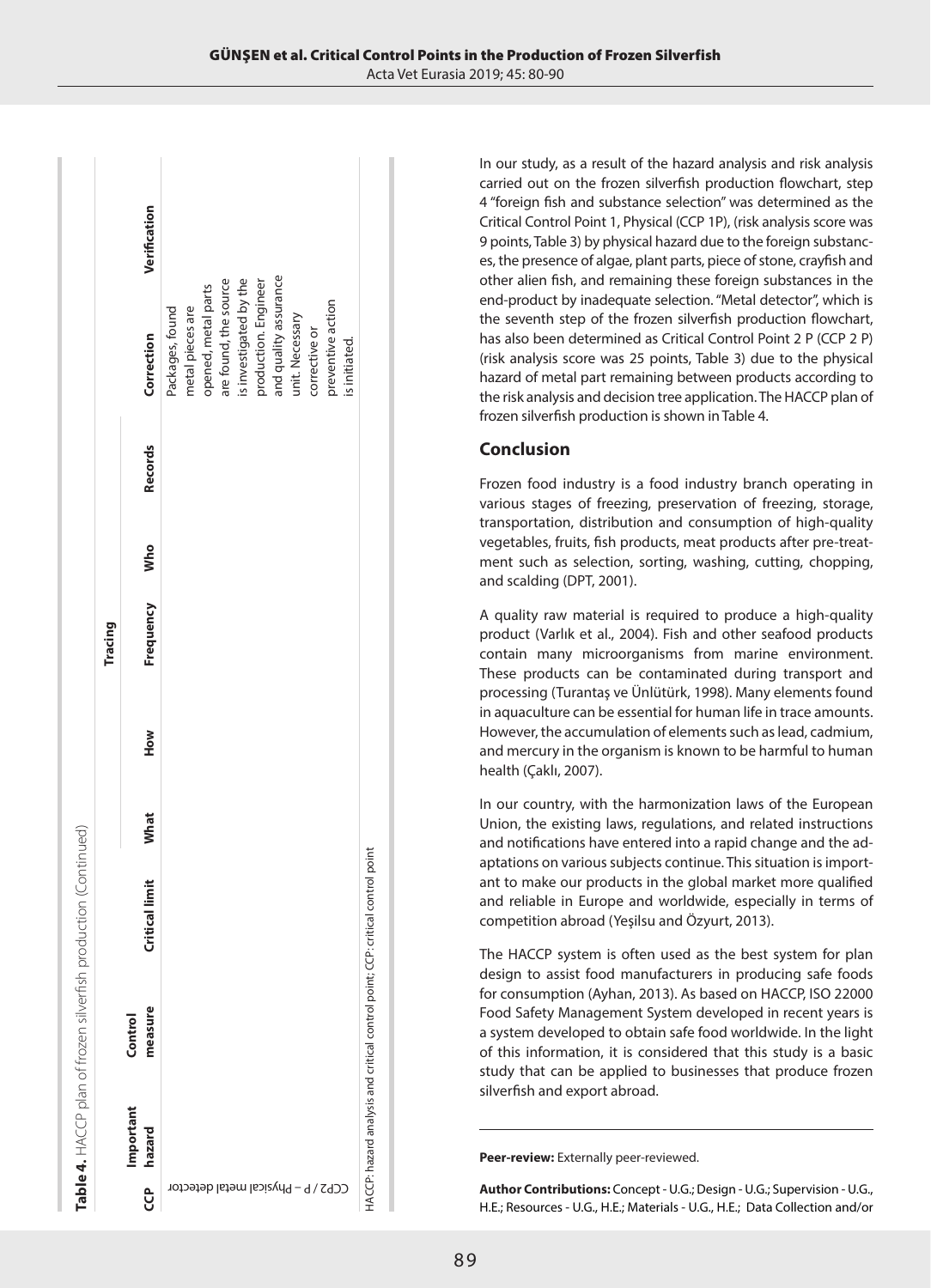**Table 4.** HACCP plan of frozen silverfish production (Continued)

| CCP | Important hazard | Control measure | Critical limit | Tracing | | | | Records | Correction | Verification |
|---|---|---|---|---|---|---|---|---|---|---|
| | | | | What | How | Frequency | Who | | | |
| CCP2 / P – Physical metal detector | | | | | | | | | Packages, found metal pieces are opened, metal parts are found, the source is investigated by the production. Engineer and quality assurance unit. Necessary corrective or preventive action is initiated. | |

HACCP: hazard analysis and critical control point; CCP: critical control point

In our study, as a result of the hazard analysis and risk analysis carried out on the frozen silverfish production flowchart, step 4 "foreign fish and substance selection" was determined as the Critical Control Point 1, Physical (CCP 1P), (risk analysis score was 9 points, Table 3) by physical hazard due to the foreign substances, the presence of algae, plant parts, piece of stone, crayfish and other alien fish, and remaining these foreign substances in the end-product by inadequate selection. "Metal detector", which is the seventh step of the frozen silverfish production flowchart, has also been determined as Critical Control Point 2 P (CCP 2 P) (risk analysis score was 25 points, Table 3) due to the physical hazard of metal part remaining between products according to the risk analysis and decision tree application. The HACCP plan of frozen silverfish production is shown in Table 4.

## Conclusion

Frozen food industry is a food industry branch operating in various stages of freezing, preservation of freezing, storage, transportation, distribution and consumption of high-quality vegetables, fruits, fish products, meat products after pre-treatment such as selection, sorting, washing, cutting, chopping, and scalding (DPT, 2001).

A quality raw material is required to produce a high-quality product (Varlık et al., 2004). Fish and other seafood products contain many microorganisms from marine environment. These products can be contaminated during transport and processing (Turantaş ve Ünlütürk, 1998). Many elements found in aquaculture can be essential for human life in trace amounts. However, the accumulation of elements such as lead, cadmium, and mercury in the organism is known to be harmful to human health (Çaklı, 2007).

In our country, with the harmonization laws of the European Union, the existing laws, regulations, and related instructions and notifications have entered into a rapid change and the adaptations on various subjects continue. This situation is important to make our products in the global market more qualified and reliable in Europe and worldwide, especially in terms of competition abroad (Yeşilsu and Özyurt, 2013).

The HACCP system is often used as the best system for plan design to assist food manufacturers in producing safe foods for consumption (Ayhan, 2013). As based on HACCP, ISO 22000 Food Safety Management System developed in recent years is a system developed to obtain safe food worldwide. In the light of this information, it is considered that this study is a basic study that can be applied to businesses that produce frozen silverfish and export abroad.

---

**Peer-review:** Externally peer-reviewed.

**Author Contributions:** Concept - U.G.; Design - U.G.; Supervision - U.G., H.E.; Resources - U.G., H.E.; Materials - U.G., H.E.; Data Collection and/or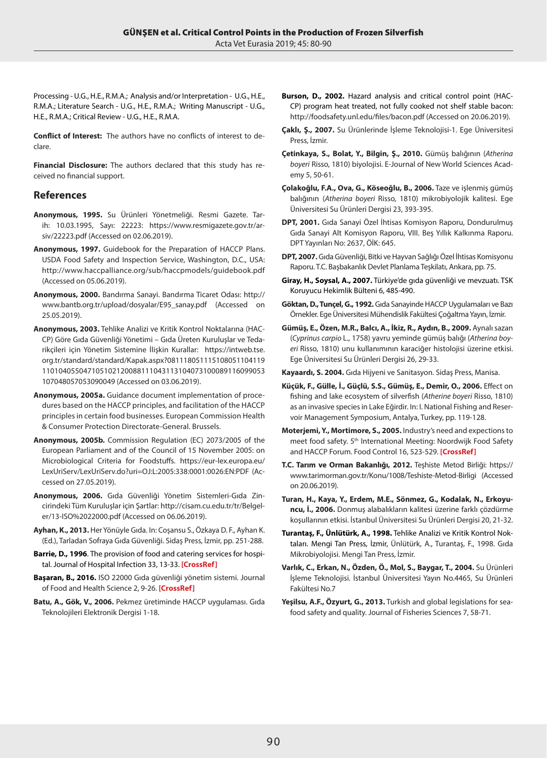Processing - U.G., H.E., R.M.A.; Analysis and/or Interpretation - U.G., H.E., R.M.A.; Literature Search - U.G., H.E., R.M.A.; Writing Manuscript - U.G., H.E., R.M.A.; Critical Review - U.G., H.E., R.M.A.

**Conflict of Interest:** The authors have no conflicts of interest to declare.

**Financial Disclosure:** The authors declared that this study has received no financial support.

## References

**Anonymous, 1995.** Su Ürünleri Yönetmeliği. Resmi Gazete. Tarih: 10.03.1995, Sayı: 22223: https://www.resmigazete.gov.tr/arsiv/22223.pdf (Accessed on 02.06.2019).

**Anonymous, 1997.** Guidebook for the Preparation of HACCP Plans. USDA Food Safety and Inspection Service, Washington, D.C., USA: http://www.haccpalliance.org/sub/haccpmodels/guidebook.pdf (Accessed on 05.06.2019).

**Anonymous, 2000.** Bandırma Sanayi. Bandırma Ticaret Odası: http://www.bantb.org.tr/upload/dosyalar/E95_sanay.pdf (Accessed on 25.05.2019).

**Anonymous, 2003.** Tehlike Analizi ve Kritik Kontrol Noktalarına (HACCP) Göre Gıda Güvenliği Yönetimi – Gıda Üreten Kuruluşlar ve Tedarikçileri için Yönetim Sistemine İlişkin Kurallar: https://intweb.tse.org.tr/standard/standard/Kapak.aspx?081118051115108051104119110104055047105102120088110431131040731000891160990531070480570530900 49 (Accessed on 03.06.2019).

**Anonymous, 2005a.** Guidance document implementation of procedures based on the HACCP principles, and facilitation of the HACCP principles in certain food businesses. European Commission Health & Consumer Protection Directorate-General. Brussels.

**Anonymous, 2005b.** Commission Regulation (EC) 2073/2005 of the European Parliament and of the Council of 15 November 2005: on Microbiological Criteria for Foodstuffs. https://eur-lex.europa.eu/LexUriServ/LexUriServ.do?uri=OJ:L:2005:338:0001:0026:EN:PDF (Accessed on 27.05.2019).

**Anonymous, 2006.** Gıda Güvenliği Yönetim Sistemleri-Gıda Zincirindeki Tüm Kuruluşlar için Şartlar: http://cisam.cu.edu.tr/tr/Belgeler/13-ISO%2022000.pdf (Accessed on 06.06.2019).

**Ayhan, K., 2013.** Her Yönüyle Gıda. In: Coşansu S., Özkaya D. F., Ayhan K. (Ed.), Tarladan Sofraya Gıda Güvenliği. Sidaş Press, İzmir, pp. 251-288.

**Barrie, D., 1996**. The provision of food and catering services for hospital. Journal of Hospital Infection 33, 13-33. **[CrossRef]**

**Başaran, B., 2016.** ISO 22000 Gıda güvenliği yönetim sistemi. Journal of Food and Health Science 2, 9-26. **[CrossRef]**

**Batu, A., Gök, V., 2006.** Pekmez üretiminde HACCP uygulaması. Gıda Teknolojileri Elektronik Dergisi 1-18.

**Burson, D., 2002.** Hazard analysis and critical control point (HACCP) program heat treated, not fully cooked not shelf stable bacon: http://foodsafety.unl.edu/files/bacon.pdf (Accessed on 20.06.2019).

**Çaklı, Ş., 2007.** Su Ürünlerinde İşleme Teknolojisi-1. Ege Üniversitesi Press, İzmir.

**Çetinkaya, S., Bolat, Y., Bilgin, Ş., 2010.** Gümüş balığının (*Atherina boyeri* Risso, 1810) biyolojisi. E-Journal of New World Sciences Academy 5, 50-61.

**Çolakoğlu, F.A., Ova, G., Köseoğlu, B., 2006.** Taze ve işlenmiş gümüş balığının (*Atherina boyeri* Risso, 1810) mikrobiyolojik kalitesi. Ege Üniversitesi Su Ürünleri Dergisi 23, 393-395.

**DPT, 2001.** Gıda Sanayi Özel İhtisas Komisyon Raporu, Dondurulmuş Gıda Sanayi Alt Komisyon Raporu, VIII. Beş Yıllık Kalkınma Raporu. DPT Yayınları No: 2637, ÖİK: 645.

**DPT, 2007.** Gıda Güvenliği, Bitki ve Hayvan Sağlığı Özel İhtisas Komisyonu Raporu. T.C. Başbakanlık Devlet Planlama Teşkilatı, Ankara, pp. 75.

**Giray, H., Soysal, A., 2007.** Türkiye'de gıda güvenliği ve mevzuatı. TSK Koruyucu Hekimlik Bülteni 6, 485-490.

**Göktan, D., Tunçel, G., 1992.** Gıda Sanayinde HACCP Uygulamaları ve Bazı Örnekler. Ege Üniversitesi Mühendislik Fakültesi Çoğaltma Yayın, İzmir.

**Gümüş, E., Özen, M.R., Balcı, A., İkiz, R., Aydın, B., 2009.** Aynalı sazan (*Cyprinus carpio* L., 1758) yavru yeminde gümüş balığı (*Atherina boyeri* Risso, 1810) unu kullanımının karaciğer histolojisi üzerine etkisi. Ege Üniversitesi Su Ürünleri Dergisi 26, 29-33.

**Kayaardı, S. 2004.** Gıda Hijyeni ve Sanitasyon. Sidaş Press, Manisa.

**Küçük, F., Gülle, İ., Güçlü, S.S., Gümüş, E., Demir, O., 2006.** Effect on fishing and lake ecosystem of silverfish (*Atherine boyeri* Risso, 1810) as an invasive species in Lake Eğirdir. In: I. National Fishing and Reservoir Management Symposium, Antalya, Turkey, pp. 119-128.

**Moterjemi, Y., Mortimore, S., 2005.** Industry's need and expectations to meet food safety. 5th International Meeting: Noordwijk Food Safety and HACCP Forum. Food Control 16, 523-529. **[CrossRef]**

**T.C. Tarım ve Orman Bakanlığı, 2012.** Teşhiste Metod Birliği: https://www.tarimorman.gov.tr/Konu/1008/Teshiste-Metod-Birligi (Accessed on 20.06.2019).

**Turan, H., Kaya, Y., Erdem, M.E., Sönmez, G., Kodalak, N., Erkoyuncu, İ., 2006.** Donmuş alabalıkların kalitesi üzerine farklı çözdürme koşullarının etkisi. İstanbul Üniversitesi Su Ürünleri Dergisi 20, 21-32.

**Turantaş, F., Ünlütürk, A., 1998.** Tehlike Analizi ve Kritik Kontrol Noktaları. Mengi Tan Press, İzmir, Ünlütürk, A., Turantaş, F., 1998. Gıda Mikrobiyolojisi. Mengi Tan Press, İzmir.

**Varlık, C., Erkan, N., Özden, Ö., Mol, S., Baygar, T., 2004.** Su Ürünleri İşleme Teknolojisi. İstanbul Üniversitesi Yayın No.4465, Su Ürünleri Fakültesi No.7

**Yeşilsu, A.F., Özyurt, G., 2013.** Turkish and global legislations for seafood safety and quality. Journal of Fisheries Sciences 7, 58-71.